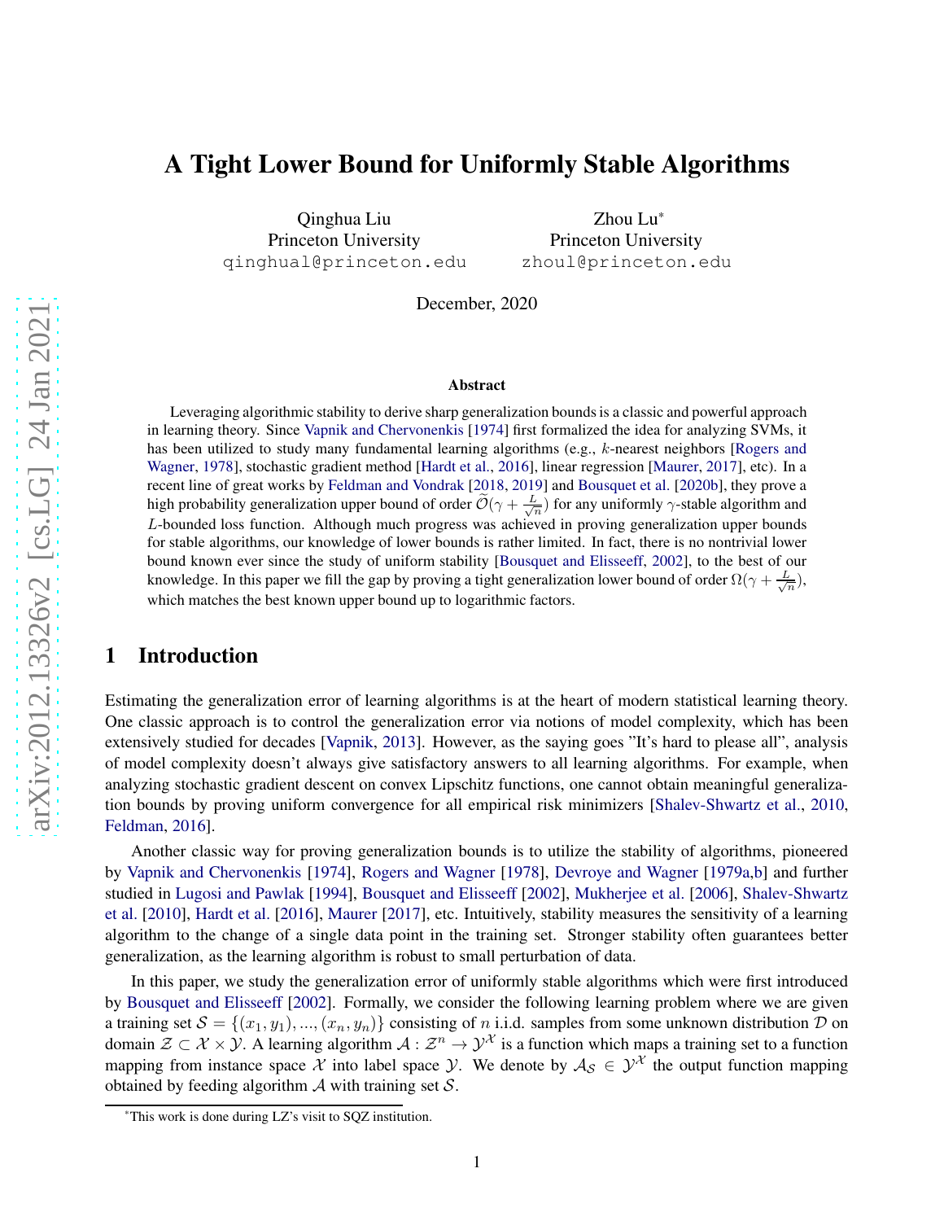# A Tight Lower Bound for Uniformly Stable Algorithms

Qinghua Liu
Princeton University
qinghual@princeton.edu

Zhou Lu[*]
Princeton University
zhoul@princeton.edu

December, 2020

### Abstract

Leveraging algorithmic stability to derive sharp generalization bounds is a classic and powerful approach in learning theory. Since Vapnik and Chervonenkis [1974] first formalized the idea for analyzing SVMs, it has been utilized to study many fundamental learning algorithms (e.g., $k$-nearest neighbors [Rogers and Wagner, 1978], stochastic gradient method [Hardt et al., 2016], linear regression [Maurer, 2017], etc). In a recent line of great works by Feldman and Vondrak [2018, 2019] and Bousquet et al. [2020b], they prove a high probability generalization upper bound of order $\widetilde{\mathcal{O}}(\gamma + \frac{L}{\sqrt{n}})$ for any uniformly $\gamma$-stable algorithm and $L$-bounded loss function. Although much progress was achieved in proving generalization upper bounds for stable algorithms, our knowledge of lower bounds is rather limited. In fact, there is no nontrivial lower bound known ever since the study of uniform stability [Bousquet and Elisseeff, 2002], to the best of our knowledge. In this paper we fill the gap by proving a tight generalization lower bound of order $\Omega(\gamma + \frac{L}{\sqrt{n}})$, which matches the best known upper bound up to logarithmic factors.

## 1 Introduction

Estimating the generalization error of learning algorithms is at the heart of modern statistical learning theory. One classic approach is to control the generalization error via notions of model complexity, which has been extensively studied for decades [Vapnik, 2013]. However, as the saying goes "It's hard to please all", analysis of model complexity doesn't always give satisfactory answers to all learning algorithms. For example, when analyzing stochastic gradient descent on convex Lipschitz functions, one cannot obtain meaningful generalization bounds by proving uniform convergence for all empirical risk minimizers [Shalev-Shwartz et al., 2010, Feldman, 2016].

Another classic way for proving generalization bounds is to utilize the stability of algorithms, pioneered by Vapnik and Chervonenkis [1974], Rogers and Wagner [1978], Devroye and Wagner [1979a,b] and further studied in Lugosi and Pawlak [1994], Bousquet and Elisseeff [2002], Mukherjee et al. [2006], Shalev-Shwartz et al. [2010], Hardt et al. [2016], Maurer [2017], etc. Intuitively, stability measures the sensitivity of a learning algorithm to the change of a single data point in the training set. Stronger stability often guarantees better generalization, as the learning algorithm is robust to small perturbation of data.

In this paper, we study the generalization error of uniformly stable algorithms which were first introduced by Bousquet and Elisseeff [2002]. Formally, we consider the following learning problem where we are given a training set $\mathcal{S} = \{(x_1, y_1), ..., (x_n, y_n)\}$ consisting of $n$ i.i.d. samples from some unknown distribution $\mathcal{D}$ on domain $\mathcal{Z} \subset \mathcal{X} \times \mathcal{Y}$. A learning algorithm $\mathcal{A} : \mathcal{Z}^n \to \mathcal{Y}^{\mathcal{X}}$ is a function which maps a training set to a function mapping from instance space $\mathcal{X}$ into label space $\mathcal{Y}$. We denote by $\mathcal{A}_{\mathcal{S}} \in \mathcal{Y}^{\mathcal{X}}$ the output function mapping obtained by feeding algorithm $\mathcal{A}$ with training set $\mathcal{S}$.

[*]This work is done during LZ's visit to SQZ institution.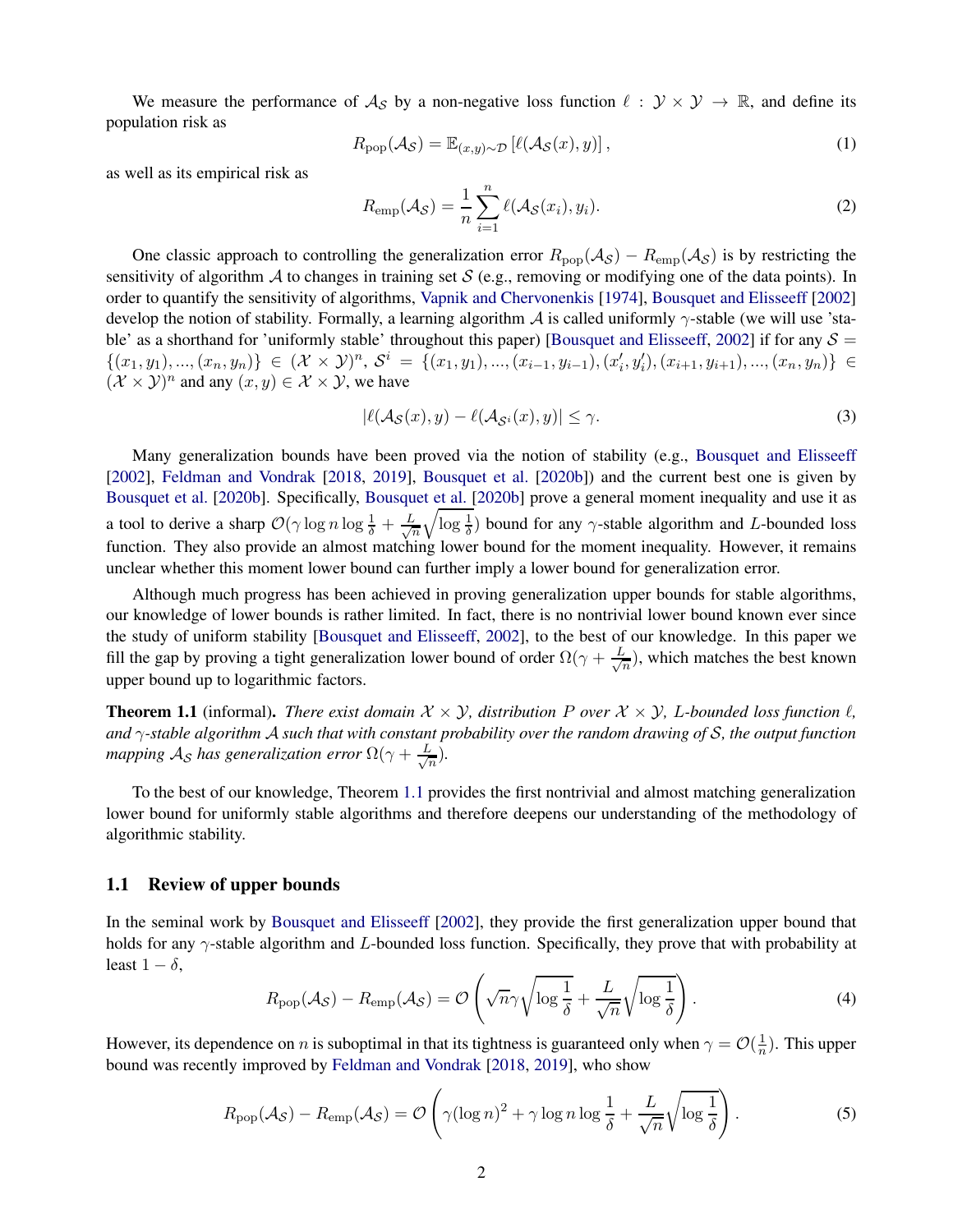We measure the performance of $\mathcal{A}_\mathcal{S}$ by a non-negative loss function $\ell : \mathcal{Y} \times \mathcal{Y} \to \mathbb{R}$, and define its population risk as

$$R_{\text{pop}}(\mathcal{A}_\mathcal{S}) = \mathbb{E}_{(x,y)\sim\mathcal{D}}\left[\ell(\mathcal{A}_\mathcal{S}(x), y)\right], \tag{1}$$

as well as its empirical risk as

$$R_{\text{emp}}(\mathcal{A}_\mathcal{S}) = \frac{1}{n}\sum_{i=1}^{n} \ell(\mathcal{A}_\mathcal{S}(x_i), y_i). \tag{2}$$

One classic approach to controlling the generalization error $R_{\text{pop}}(\mathcal{A}_\mathcal{S}) - R_{\text{emp}}(\mathcal{A}_\mathcal{S})$ is by restricting the sensitivity of algorithm $\mathcal{A}$ to changes in training set $\mathcal{S}$ (e.g., removing or modifying one of the data points). In order to quantify the sensitivity of algorithms, Vapnik and Chervonenkis [1974], Bousquet and Elisseeff [2002] develop the notion of stability. Formally, a learning algorithm $\mathcal{A}$ is called uniformly $\gamma$-stable (we will use 'stable' as a shorthand for 'uniformly stable' throughout this paper) [Bousquet and Elisseeff, 2002] if for any $\mathcal{S} = \{(x_1, y_1), ..., (x_n, y_n)\} \in (\mathcal{X} \times \mathcal{Y})^n$, $\mathcal{S}^i = \{(x_1, y_1), ..., (x_{i-1}, y_{i-1}), (x_i', y_i'), (x_{i+1}, y_{i+1}), ..., (x_n, y_n)\} \in (\mathcal{X} \times \mathcal{Y})^n$ and any $(x, y) \in \mathcal{X} \times \mathcal{Y}$, we have

$$|\ell(\mathcal{A}_\mathcal{S}(x), y) - \ell(\mathcal{A}_{\mathcal{S}^i}(x), y)| \le \gamma. \tag{3}$$

Many generalization bounds have been proved via the notion of stability (e.g., Bousquet and Elisseeff [2002], Feldman and Vondrak [2018, 2019], Bousquet et al. [2020b]) and the current best one is given by Bousquet et al. [2020b]. Specifically, Bousquet et al. [2020b] prove a general moment inequality and use it as a tool to derive a sharp $\mathcal{O}(\gamma \log n \log \frac{1}{\delta} + \frac{L}{\sqrt{n}}\sqrt{\log \frac{1}{\delta}})$ bound for any $\gamma$-stable algorithm and $L$-bounded loss function. They also provide an almost matching lower bound for the moment inequality. However, it remains unclear whether this moment lower bound can further imply a lower bound for generalization error.

Although much progress has been achieved in proving generalization upper bounds for stable algorithms, our knowledge of lower bounds is rather limited. In fact, there is no nontrivial lower bound known ever since the study of uniform stability [Bousquet and Elisseeff, 2002], to the best of our knowledge. In this paper we fill the gap by proving a tight generalization lower bound of order $\Omega(\gamma + \frac{L}{\sqrt{n}})$, which matches the best known upper bound up to logarithmic factors.

**Theorem 1.1** (informal). *There exist domain $\mathcal{X} \times \mathcal{Y}$, distribution $P$ over $\mathcal{X} \times \mathcal{Y}$, $L$-bounded loss function $\ell$, and $\gamma$-stable algorithm $\mathcal{A}$ such that with constant probability over the random drawing of $\mathcal{S}$, the output function mapping $\mathcal{A}_\mathcal{S}$ has generalization error $\Omega(\gamma + \frac{L}{\sqrt{n}})$.*

To the best of our knowledge, Theorem 1.1 provides the first nontrivial and almost matching generalization lower bound for uniformly stable algorithms and therefore deepens our understanding of the methodology of algorithmic stability.

### 1.1 Review of upper bounds

In the seminal work by Bousquet and Elisseeff [2002], they provide the first generalization upper bound that holds for any $\gamma$-stable algorithm and $L$-bounded loss function. Specifically, they prove that with probability at least $1 - \delta$,

$$R_{\text{pop}}(\mathcal{A}_\mathcal{S}) - R_{\text{emp}}(\mathcal{A}_\mathcal{S}) = \mathcal{O}\left(\sqrt{n}\gamma\sqrt{\log\frac{1}{\delta}} + \frac{L}{\sqrt{n}}\sqrt{\log\frac{1}{\delta}}\right). \tag{4}$$

However, its dependence on $n$ is suboptimal in that its tightness is guaranteed only when $\gamma = \mathcal{O}(\frac{1}{n})$. This upper bound was recently improved by Feldman and Vondrak [2018, 2019], who show

$$R_{\text{pop}}(\mathcal{A}_\mathcal{S}) - R_{\text{emp}}(\mathcal{A}_\mathcal{S}) = \mathcal{O}\left(\gamma(\log n)^2 + \gamma \log n \log\frac{1}{\delta} + \frac{L}{\sqrt{n}}\sqrt{\log\frac{1}{\delta}}\right). \tag{5}$$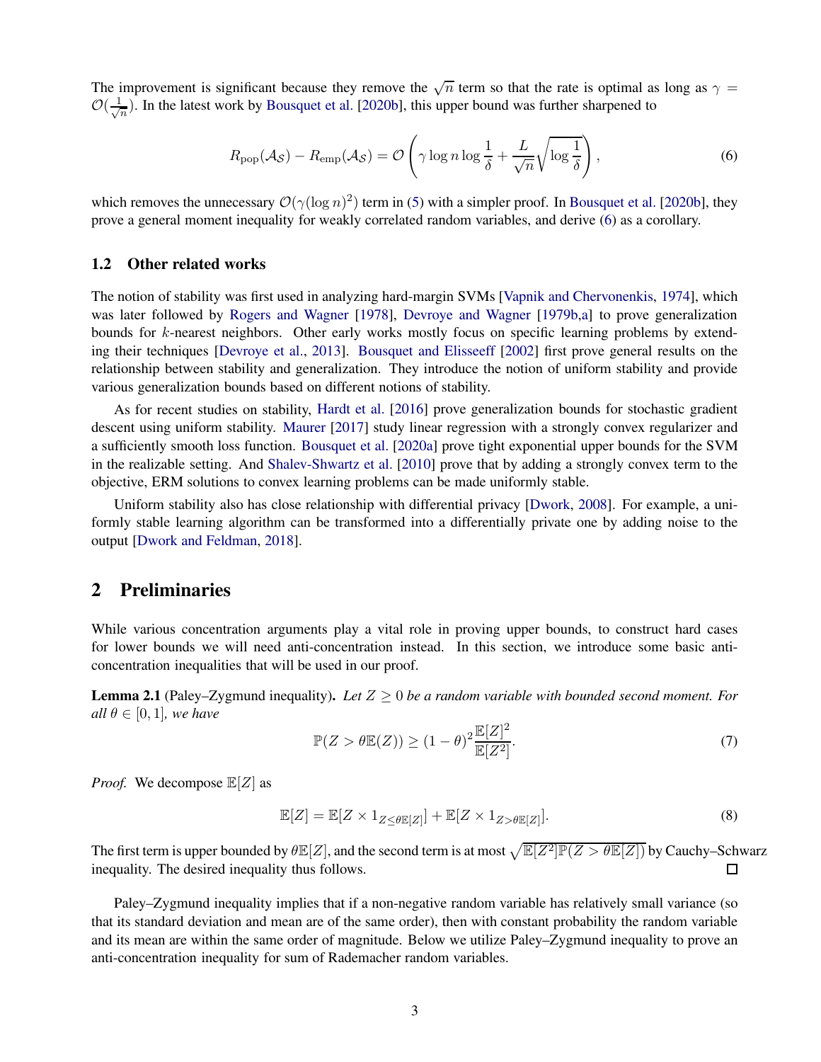The improvement is significant because they remove the $\sqrt{n}$ term so that the rate is optimal as long as $\gamma = \mathcal{O}(\frac{1}{\sqrt{n}})$. In the latest work by Bousquet et al. [2020b], this upper bound was further sharpened to

$$R_{\text{pop}}(\mathcal{A}_{\mathcal{S}}) - R_{\text{emp}}(\mathcal{A}_{\mathcal{S}}) = \mathcal{O}\left(\gamma \log n \log \frac{1}{\delta} + \frac{L}{\sqrt{n}}\sqrt{\log \frac{1}{\delta}}\right), \tag{6}$$

which removes the unnecessary $\mathcal{O}(\gamma(\log n)^2)$ term in (5) with a simpler proof. In Bousquet et al. [2020b], they prove a general moment inequality for weakly correlated random variables, and derive (6) as a corollary.

### 1.2 Other related works

The notion of stability was first used in analyzing hard-margin SVMs [Vapnik and Chervonenkis, 1974], which was later followed by Rogers and Wagner [1978], Devroye and Wagner [1979b,a] to prove generalization bounds for $k$-nearest neighbors. Other early works mostly focus on specific learning problems by extending their techniques [Devroye et al., 2013]. Bousquet and Elisseeff [2002] first prove general results on the relationship between stability and generalization. They introduce the notion of uniform stability and provide various generalization bounds based on different notions of stability.

As for recent studies on stability, Hardt et al. [2016] prove generalization bounds for stochastic gradient descent using uniform stability. Maurer [2017] study linear regression with a strongly convex regularizer and a sufficiently smooth loss function. Bousquet et al. [2020a] prove tight exponential upper bounds for the SVM in the realizable setting. And Shalev-Shwartz et al. [2010] prove that by adding a strongly convex term to the objective, ERM solutions to convex learning problems can be made uniformly stable.

Uniform stability also has close relationship with differential privacy [Dwork, 2008]. For example, a uniformly stable learning algorithm can be transformed into a differentially private one by adding noise to the output [Dwork and Feldman, 2018].

## 2 Preliminaries

While various concentration arguments play a vital role in proving upper bounds, to construct hard cases for lower bounds we will need anti-concentration instead. In this section, we introduce some basic anti-concentration inequalities that will be used in our proof.

**Lemma 2.1** (Paley–Zygmund inequality). *Let $Z \geq 0$ be a random variable with bounded second moment. For all $\theta \in [0, 1]$, we have*

$$\mathbb{P}(Z > \theta \mathbb{E}(Z)) \geq (1-\theta)^2 \frac{\mathbb{E}[Z]^2}{\mathbb{E}[Z^2]}. \tag{7}$$

*Proof.* We decompose $\mathbb{E}[Z]$ as

$$\mathbb{E}[Z] = \mathbb{E}[Z \times 1_{Z \leq \theta \mathbb{E}[Z]}] + \mathbb{E}[Z \times 1_{Z > \theta \mathbb{E}[Z]}]. \tag{8}$$

The first term is upper bounded by $\theta \mathbb{E}[Z]$, and the second term is at most $\sqrt{\mathbb{E}[Z^2]\mathbb{P}(Z > \theta \mathbb{E}[Z])}$ by Cauchy–Schwarz inequality. The desired inequality thus follows. $\square$

Paley–Zygmund inequality implies that if a non-negative random variable has relatively small variance (so that its standard deviation and mean are of the same order), then with constant probability the random variable and its mean are within the same order of magnitude. Below we utilize Paley–Zygmund inequality to prove an anti-concentration inequality for sum of Rademacher random variables.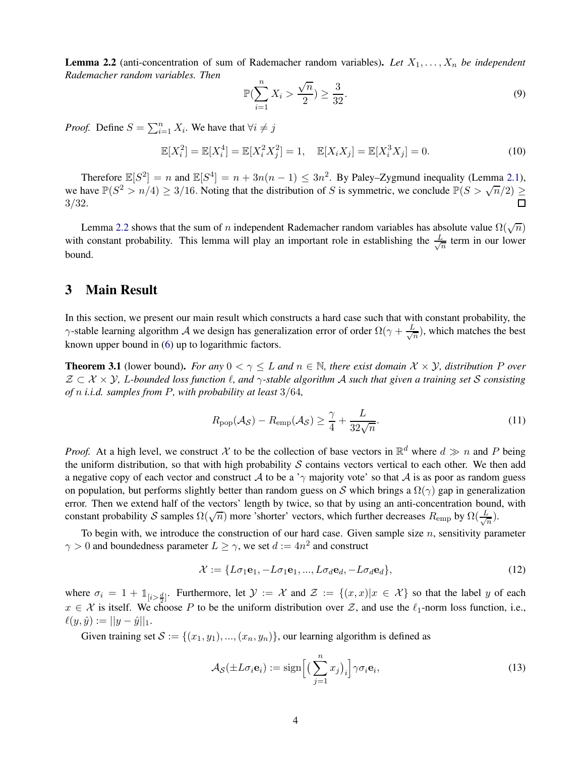**Lemma 2.2** (anti-concentration of sum of Rademacher random variables)**.** *Let $X_1, \dots, X_n$ be independent Rademacher random variables. Then*

$$\mathbb{P}(\sum_{i=1}^{n} X_i > \frac{\sqrt{n}}{2}) \geq \frac{3}{32}. \tag{9}$$

*Proof.* Define $S = \sum_{i=1}^n X_i$. We have that $\forall i \neq j$

$$\mathbb{E}[X_i^2] = \mathbb{E}[X_i^4] = \mathbb{E}[X_i^2 X_j^2] = 1, \quad \mathbb{E}[X_i X_j] = \mathbb{E}[X_i^3 X_j] = 0. \tag{10}$$

Therefore $\mathbb{E}[S^2] = n$ and $\mathbb{E}[S^4] = n + 3n(n-1) \leq 3n^2$. By Paley–Zygmund inequality (Lemma 2.1), we have $\mathbb{P}(S^2 > n/4) \geq 3/16$. Noting that the distribution of $S$ is symmetric, we conclude $\mathbb{P}(S > \sqrt{n}/2) \geq 3/32$. □

Lemma 2.2 shows that the sum of $n$ independent Rademacher random variables has absolute value $\Omega(\sqrt{n})$ with constant probability. This lemma will play an important role in establishing the $\frac{L}{\sqrt{n}}$ term in our lower bound.

## 3 Main Result

In this section, we present our main result which constructs a hard case such that with constant probability, the $\gamma$-stable learning algorithm $\mathcal{A}$ we design has generalization error of order $\Omega(\gamma + \frac{L}{\sqrt{n}})$, which matches the best known upper bound in (6) up to logarithmic factors.

**Theorem 3.1** (lower bound)**.** *For any $0 < \gamma \leq L$ and $n \in \mathbb{N}$, there exist domain $\mathcal{X} \times \mathcal{Y}$, distribution $P$ over $\mathcal{Z} \subset \mathcal{X} \times \mathcal{Y}$, $L$-bounded loss function $\ell$, and $\gamma$-stable algorithm $\mathcal{A}$ such that given a training set $\mathcal{S}$ consisting of $n$ i.i.d. samples from $P$, with probability at least $3/64$,*

$$R_{\text{pop}}(\mathcal{A}_{\mathcal{S}}) - R_{\text{emp}}(\mathcal{A}_{\mathcal{S}}) \geq \frac{\gamma}{4} + \frac{L}{32\sqrt{n}}. \tag{11}$$

*Proof.* At a high level, we construct $\mathcal{X}$ to be the collection of base vectors in $\mathbb{R}^d$ where $d \gg n$ and $P$ being the uniform distribution, so that with high probability $\mathcal{S}$ contains vectors vertical to each other. We then add a negative copy of each vector and construct $\mathcal{A}$ to be a '$\gamma$ majority vote' so that $\mathcal{A}$ is as poor as random guess on population, but performs slightly better than random guess on $\mathcal{S}$ which brings a $\Omega(\gamma)$ gap in generalization error. Then we extend half of the vectors' length by twice, so that by using an anti-concentration bound, with constant probability $\mathcal{S}$ samples $\Omega(\sqrt{n})$ more 'shorter' vectors, which further decreases $R_{\text{emp}}$ by $\Omega(\frac{L}{\sqrt{n}})$.

To begin with, we introduce the construction of our hard case. Given sample size $n$, sensitivity parameter $\gamma > 0$ and boundedness parameter $L \geq \gamma$, we set $d := 4n^2$ and construct

$$\mathcal{X} := \{L\sigma_1 \mathbf{e}_1, -L\sigma_1 \mathbf{e}_1, ..., L\sigma_d \mathbf{e}_d, -L\sigma_d \mathbf{e}_d\}, \tag{12}$$

where $\sigma_i = 1 + \mathbb{1}_{[i > \frac{d}{2}]}$. Furthermore, let $\mathcal{Y} := \mathcal{X}$ and $\mathcal{Z} := \{(x, x) | x \in \mathcal{X}\}$ so that the label $y$ of each $x \in \mathcal{X}$ is itself. We choose $P$ to be the uniform distribution over $\mathcal{Z}$, and use the $\ell_1$-norm loss function, i.e., $\ell(y, \hat{y}) := ||y - \hat{y}||_1$.

Given training set $\mathcal{S} := \{(x_1, y_1), ..., (x_n, y_n)\}$, our learning algorithm is defined as

$$\mathcal{A}_{\mathcal{S}}(\pm L\sigma_i \mathbf{e}_i) := \text{sign}\Big[\big(\sum_{j=1}^{n} x_j\big)_i\Big] \gamma \sigma_i \mathbf{e}_i, \tag{13}$$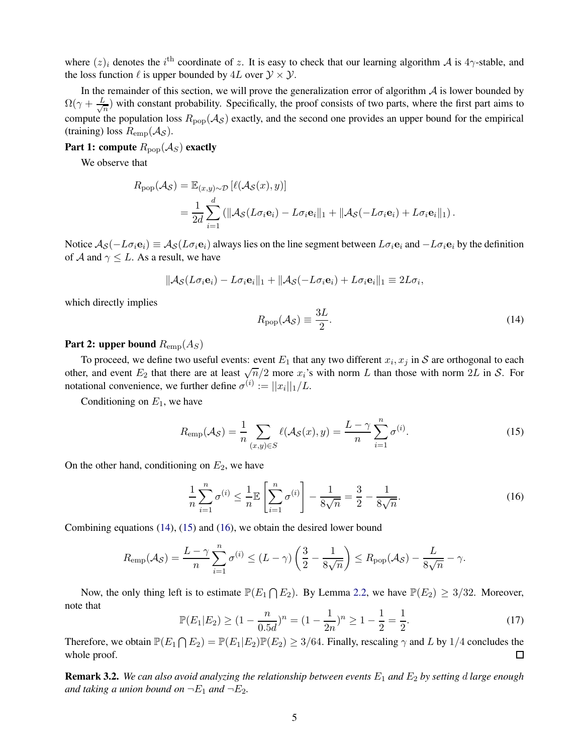where $(z)_i$ denotes the $i^{\text{th}}$ coordinate of $z$. It is easy to check that our learning algorithm $\mathcal{A}$ is $4\gamma$-stable, and the loss function $\ell$ is upper bounded by $4L$ over $\mathcal{Y} \times \mathcal{Y}$.

In the remainder of this section, we will prove the generalization error of algorithm $\mathcal{A}$ is lower bounded by $\Omega(\gamma + \frac{L}{\sqrt{n}})$ with constant probability. Specifically, the proof consists of two parts, where the first part aims to compute the population loss $R_{\text{pop}}(\mathcal{A}_{\mathcal{S}})$ exactly, and the second one provides an upper bound for the empirical (training) loss $R_{\text{emp}}(\mathcal{A}_{\mathcal{S}})$.

**Part 1: compute $R_{\text{pop}}(\mathcal{A}_S)$ exactly**

We observe that

$$
\begin{aligned}
R_{\text{pop}}(\mathcal{A}_{\mathcal{S}}) &= \mathbb{E}_{(x,y)\sim\mathcal{D}}\left[\ell(\mathcal{A}_{\mathcal{S}}(x), y)\right] \\
&= \frac{1}{2d}\sum_{i=1}^{d}\left(\|\mathcal{A}_{\mathcal{S}}(L\sigma_i \mathbf{e}_i) - L\sigma_i\mathbf{e}_i\|_1 + \|\mathcal{A}_{\mathcal{S}}(-L\sigma_i\mathbf{e}_i) + L\sigma_i\mathbf{e}_i\|_1\right).
\end{aligned}
$$

Notice $\mathcal{A}_{\mathcal{S}}(-L\sigma_i\mathbf{e}_i) \equiv \mathcal{A}_{\mathcal{S}}(L\sigma_i\mathbf{e}_i)$ always lies on the line segment between $L\sigma_i\mathbf{e}_i$ and $-L\sigma_i\mathbf{e}_i$ by the definition of $\mathcal{A}$ and $\gamma \leq L$. As a result, we have

$$
\|\mathcal{A}_{\mathcal{S}}(L\sigma_i\mathbf{e}_i) - L\sigma_i\mathbf{e}_i\|_1 + \|\mathcal{A}_{\mathcal{S}}(-L\sigma_i\mathbf{e}_i) + L\sigma_i\mathbf{e}_i\|_1 \equiv 2L\sigma_i,
$$

which directly implies

$$
R_{\text{pop}}(\mathcal{A}_{\mathcal{S}}) \equiv \frac{3L}{2}. \tag{14}
$$

**Part 2: upper bound $R_{\text{emp}}(A_S)$**

To proceed, we define two useful events: event $E_1$ that any two different $x_i, x_j$ in $\mathcal{S}$ are orthogonal to each other, and event $E_2$ that there are at least $\sqrt{n}/2$ more $x_i$'s with norm $L$ than those with norm $2L$ in $\mathcal{S}$. For notational convenience, we further define $\sigma^{(i)} := ||x_i||_1/L$.

Conditioning on $E_1$, we have

$$
R_{\text{emp}}(\mathcal{A}_{\mathcal{S}}) = \frac{1}{n}\sum_{(x,y)\in S}\ell(\mathcal{A}_{\mathcal{S}}(x), y) = \frac{L-\gamma}{n}\sum_{i=1}^{n}\sigma^{(i)}. \tag{15}
$$

On the other hand, conditioning on $E_2$, we have

$$
\frac{1}{n}\sum_{i=1}^{n}\sigma^{(i)} \leq \frac{1}{n}\mathbb{E}\left[\sum_{i=1}^{n}\sigma^{(i)}\right] - \frac{1}{8\sqrt{n}} = \frac{3}{2} - \frac{1}{8\sqrt{n}}. \tag{16}
$$

Combining equations (14), (15) and (16), we obtain the desired lower bound

$$
R_{\text{emp}}(\mathcal{A}_{\mathcal{S}}) = \frac{L-\gamma}{n}\sum_{i=1}^{n}\sigma^{(i)} \leq (L-\gamma)\left(\frac{3}{2} - \frac{1}{8\sqrt{n}}\right) \leq R_{\text{pop}}(\mathcal{A}_{\mathcal{S}}) - \frac{L}{8\sqrt{n}} - \gamma.
$$

Now, the only thing left is to estimate $\mathbb{P}(E_1 \bigcap E_2)$. By Lemma 2.2, we have $\mathbb{P}(E_2) \geq 3/32$. Moreover, note that

$$
\mathbb{P}(E_1|E_2) \geq (1 - \frac{n}{0.5d})^n = (1 - \frac{1}{2n})^n \geq 1 - \frac{1}{2} = \frac{1}{2}. \tag{17}
$$

Therefore, we obtain $\mathbb{P}(E_1 \bigcap E_2) = \mathbb{P}(E_1|E_2)\mathbb{P}(E_2) \geq 3/64$. Finally, rescaling $\gamma$ and $L$ by $1/4$ concludes the whole proof. ∎

**Remark 3.2.** *We can also avoid analyzing the relationship between events $E_1$ and $E_2$ by setting $d$ large enough and taking a union bound on $\neg E_1$ and $\neg E_2$.*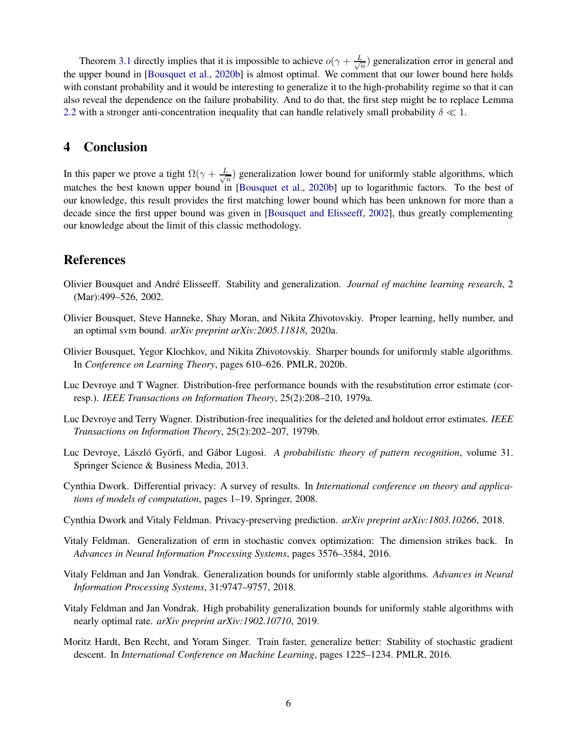Theorem 3.1 directly implies that it is impossible to achieve $o(\gamma + \frac{L}{\sqrt{n}})$ generalization error in general and the upper bound in [Bousquet et al., 2020b] is almost optimal. We comment that our lower bound here holds with constant probability and it would be interesting to generalize it to the high-probability regime so that it can also reveal the dependence on the failure probability. And to do that, the first step might be to replace Lemma 2.2 with a stronger anti-concentration inequality that can handle relatively small probability $\delta \ll 1$.

## 4 Conclusion

In this paper we prove a tight $\Omega(\gamma + \frac{L}{\sqrt{n}})$ generalization lower bound for uniformly stable algorithms, which matches the best known upper bound in [Bousquet et al., 2020b] up to logarithmic factors. To the best of our knowledge, this result provides the first matching lower bound which has been unknown for more than a decade since the first upper bound was given in [Bousquet and Elisseeff, 2002], thus greatly complementing our knowledge about the limit of this classic methodology.

## References

Olivier Bousquet and André Elisseeff. Stability and generalization. *Journal of machine learning research*, 2 (Mar):499–526, 2002.

Olivier Bousquet, Steve Hanneke, Shay Moran, and Nikita Zhivotovskiy. Proper learning, helly number, and an optimal svm bound. *arXiv preprint arXiv:2005.11818*, 2020a.

Olivier Bousquet, Yegor Klochkov, and Nikita Zhivotovskiy. Sharper bounds for uniformly stable algorithms. In *Conference on Learning Theory*, pages 610–626. PMLR, 2020b.

Luc Devroye and T Wagner. Distribution-free performance bounds with the resubstitution error estimate (corresp.). *IEEE Transactions on Information Theory*, 25(2):208–210, 1979a.

Luc Devroye and Terry Wagner. Distribution-free inequalities for the deleted and holdout error estimates. *IEEE Transactions on Information Theory*, 25(2):202–207, 1979b.

Luc Devroye, László Györfi, and Gábor Lugosi. *A probabilistic theory of pattern recognition*, volume 31. Springer Science & Business Media, 2013.

Cynthia Dwork. Differential privacy: A survey of results. In *International conference on theory and applications of models of computation*, pages 1–19. Springer, 2008.

Cynthia Dwork and Vitaly Feldman. Privacy-preserving prediction. *arXiv preprint arXiv:1803.10266*, 2018.

Vitaly Feldman. Generalization of erm in stochastic convex optimization: The dimension strikes back. In *Advances in Neural Information Processing Systems*, pages 3576–3584, 2016.

Vitaly Feldman and Jan Vondrak. Generalization bounds for uniformly stable algorithms. *Advances in Neural Information Processing Systems*, 31:9747–9757, 2018.

Vitaly Feldman and Jan Vondrak. High probability generalization bounds for uniformly stable algorithms with nearly optimal rate. *arXiv preprint arXiv:1902.10710*, 2019.

Moritz Hardt, Ben Recht, and Yoram Singer. Train faster, generalize better: Stability of stochastic gradient descent. In *International Conference on Machine Learning*, pages 1225–1234. PMLR, 2016.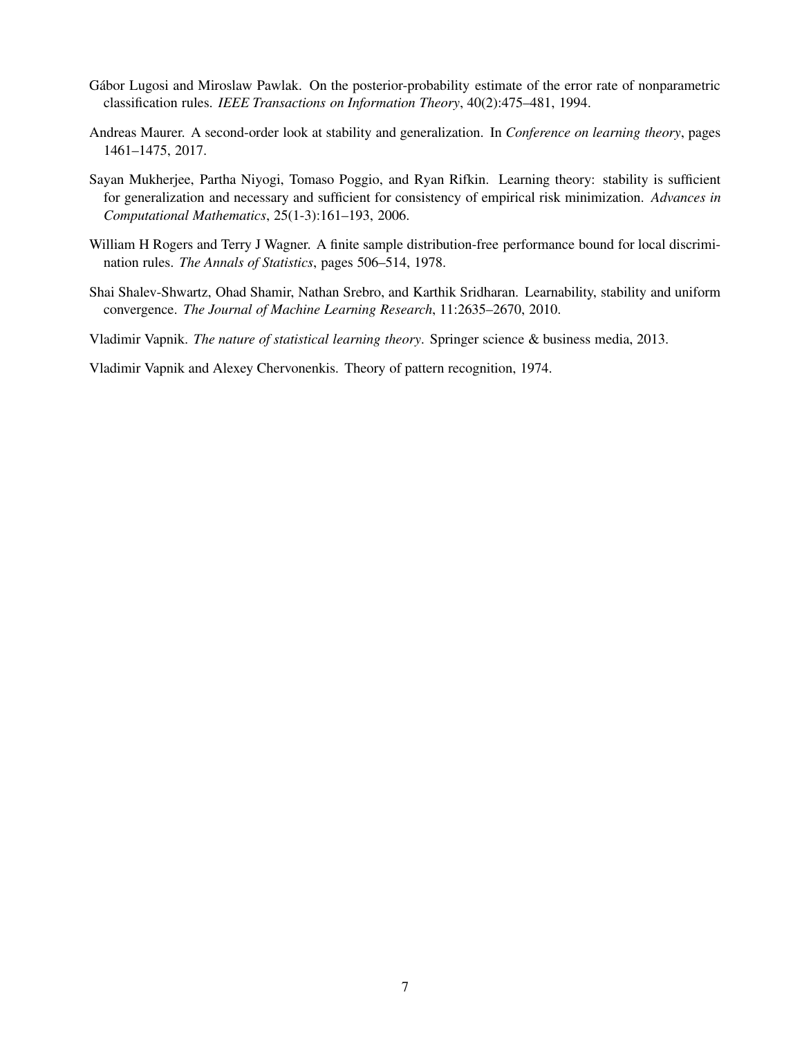Gábor Lugosi and Miroslaw Pawlak. On the posterior-probability estimate of the error rate of nonparametric classification rules. *IEEE Transactions on Information Theory*, 40(2):475–481, 1994.

Andreas Maurer. A second-order look at stability and generalization. In *Conference on learning theory*, pages 1461–1475, 2017.

Sayan Mukherjee, Partha Niyogi, Tomaso Poggio, and Ryan Rifkin. Learning theory: stability is sufficient for generalization and necessary and sufficient for consistency of empirical risk minimization. *Advances in Computational Mathematics*, 25(1-3):161–193, 2006.

William H Rogers and Terry J Wagner. A finite sample distribution-free performance bound for local discrimination rules. *The Annals of Statistics*, pages 506–514, 1978.

Shai Shalev-Shwartz, Ohad Shamir, Nathan Srebro, and Karthik Sridharan. Learnability, stability and uniform convergence. *The Journal of Machine Learning Research*, 11:2635–2670, 2010.

Vladimir Vapnik. *The nature of statistical learning theory*. Springer science & business media, 2013.

Vladimir Vapnik and Alexey Chervonenkis. Theory of pattern recognition, 1974.